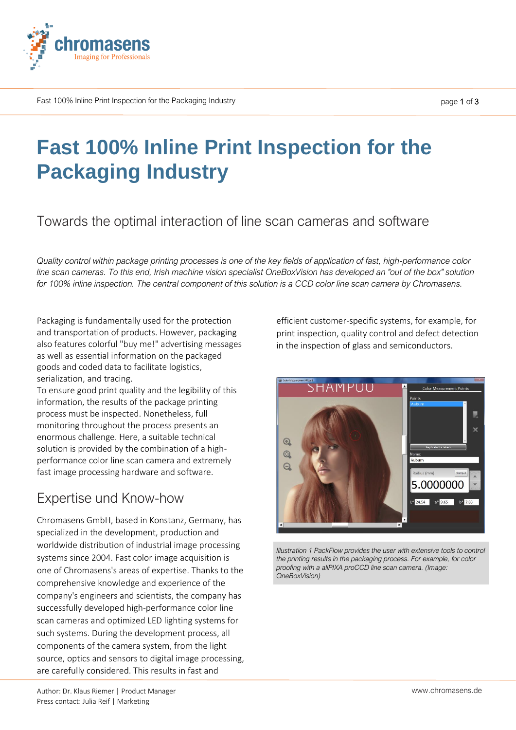# Fast 100% Inline Print Inspection for the Packaging Industry

## Towards the optimal interaction of line scan cameras and software

*Quality control within package printing processes is one of the key fields of application of fast, high-performance color line scan cameras. To this end, Irish machine vision specialist OneBoxVision has developed an "out of the box" solution for 100% inline inspection. The central component of this solution is a CCD color line scan camera by Chromasens.*

Packaging is fundamentally used for the protection and transportation of products. However, packaging also features colorful "buy me!" advertising messages as well as essential information on the packaged goods and coded data to facilitate logistics, serialization, and tracing.
To ensure good print quality and the legibility of this information, the results of the package printing process must be inspected. Nonetheless, full monitoring throughout the process presents an enormous challenge. Here, a suitable technical solution is provided by the combination of a high-performance color line scan camera and extremely fast image processing hardware and software.

## Expertise und Know-how

Chromasens GmbH, based in Konstanz, Germany, has specialized in the development, production and worldwide distribution of industrial image processing systems since 2004. Fast color image acquisition is one of Chromasens's areas of expertise. Thanks to the comprehensive knowledge and experience of the company's engineers and scientists, the company has successfully developed high-performance color line scan cameras and optimized LED lighting systems for such systems. During the development process, all components of the camera system, from the light source, optics and sensors to digital image processing, are carefully considered. This results in fast and efficient customer-specific systems, for example, for print inspection, quality control and defect detection in the inspection of glass and semiconductors.

*Illustration 1 PackFlow provides the user with extensive tools to control the printing results in the packaging process. For example, for color proofing with a allPIXA proCCD line scan camera. (Image: OneBoxVision)*

Author: Dr. Klaus Riemer | Product Manager
Press contact: Julia Reif | Marketing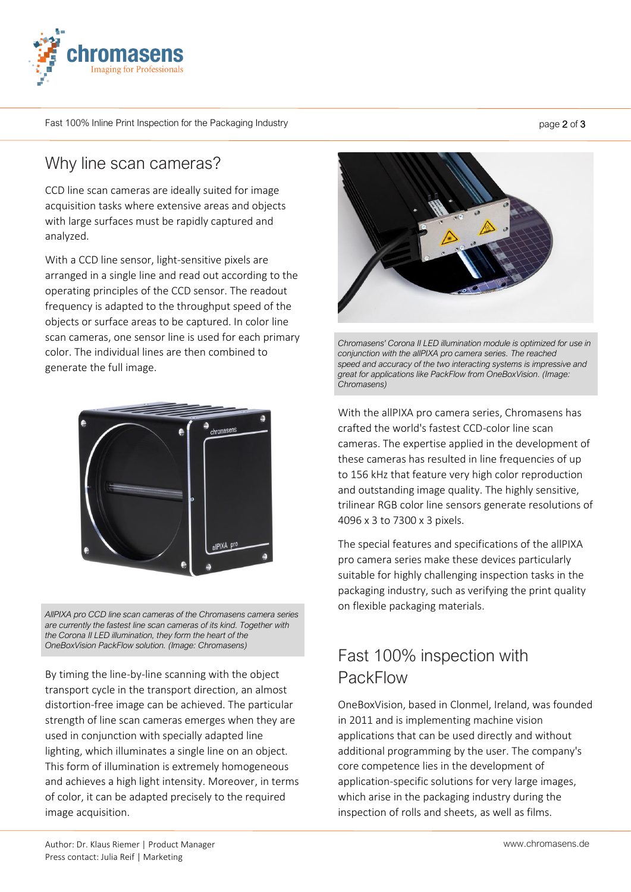## Why line scan cameras?

CCD line scan cameras are ideally suited for image acquisition tasks where extensive areas and objects with large surfaces must be rapidly captured and analyzed.

With a CCD line sensor, light-sensitive pixels are arranged in a single line and read out according to the operating principles of the CCD sensor. The readout frequency is adapted to the throughput speed of the objects or surface areas to be captured. In color line scan cameras, one sensor line is used for each primary color. The individual lines are then combined to generate the full image.

*AllPIXA pro CCD line scan cameras of the Chromasens camera series are currently the fastest line scan cameras of its kind. Together with the Corona II LED illumination, they form the heart of the OneBoxVision PackFlow solution. (Image: Chromasens)*

By timing the line-by-line scanning with the object transport cycle in the transport direction, an almost distortion-free image can be achieved. The particular strength of line scan cameras emerges when they are used in conjunction with specially adapted line lighting, which illuminates a single line on an object. This form of illumination is extremely homogeneous and achieves a high light intensity. Moreover, in terms of color, it can be adapted precisely to the required image acquisition.

*Chromasens' Corona II LED illumination module is optimized for use in conjunction with the allPIXA pro camera series. The reached speed and accuracy of the two interacting systems is impressive and great for applications like PackFlow from OneBoxVision. (Image: Chromasens)*

With the allPIXA pro camera series, Chromasens has crafted the world's fastest CCD-color line scan cameras. The expertise applied in the development of these cameras has resulted in line frequencies of up to 156 kHz that feature very high color reproduction and outstanding image quality. The highly sensitive, trilinear RGB color line sensors generate resolutions of 4096 x 3 to 7300 x 3 pixels.

The special features and specifications of the allPIXA pro camera series make these devices particularly suitable for highly challenging inspection tasks in the packaging industry, such as verifying the print quality on flexible packaging materials.

## Fast 100% inspection with PackFlow

OneBoxVision, based in Clonmel, Ireland, was founded in 2011 and is implementing machine vision applications that can be used directly and without additional programming by the user. The company's core competence lies in the development of application-specific solutions for very large images, which arise in the packaging industry during the inspection of rolls and sheets, as well as films.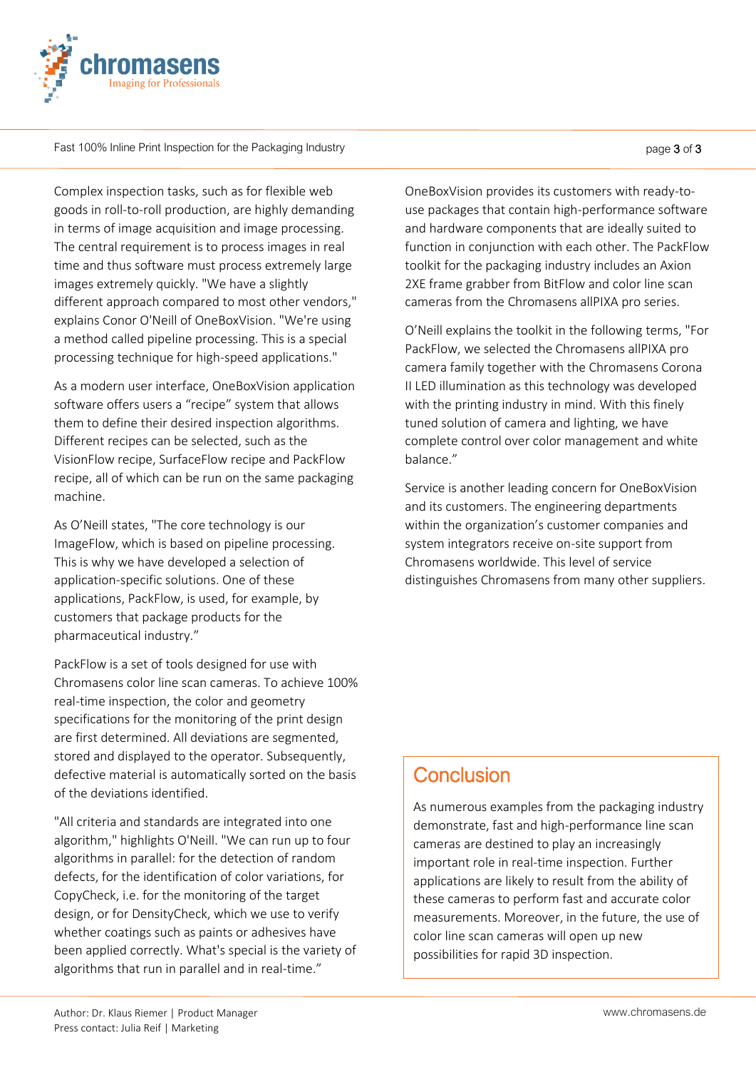Complex inspection tasks, such as for flexible web goods in roll-to-roll production, are highly demanding in terms of image acquisition and image processing. The central requirement is to process images in real time and thus software must process extremely large images extremely quickly. "We have a slightly different approach compared to most other vendors," explains Conor O'Neill of OneBoxVision. "We're using a method called pipeline processing. This is a special processing technique for high-speed applications."

As a modern user interface, OneBoxVision application software offers users a “recipe” system that allows them to define their desired inspection algorithms. Different recipes can be selected, such as the VisionFlow recipe, SurfaceFlow recipe and PackFlow recipe, all of which can be run on the same packaging machine.

As O’Neill states, "The core technology is our ImageFlow, which is based on pipeline processing. This is why we have developed a selection of application-specific solutions. One of these applications, PackFlow, is used, for example, by customers that package products for the pharmaceutical industry.”

PackFlow is a set of tools designed for use with Chromasens color line scan cameras. To achieve 100% real-time inspection, the color and geometry specifications for the monitoring of the print design are first determined. All deviations are segmented, stored and displayed to the operator. Subsequently, defective material is automatically sorted on the basis of the deviations identified.

"All criteria and standards are integrated into one algorithm," highlights O'Neill. "We can run up to four algorithms in parallel: for the detection of random defects, for the identification of color variations, for CopyCheck, i.e. for the monitoring of the target design, or for DensityCheck, which we use to verify whether coatings such as paints or adhesives have been applied correctly. What's special is the variety of algorithms that run in parallel and in real-time.”

OneBoxVision provides its customers with ready-to-use packages that contain high-performance software and hardware components that are ideally suited to function in conjunction with each other. The PackFlow toolkit for the packaging industry includes an Axion 2XE frame grabber from BitFlow and color line scan cameras from the Chromasens allPIXA pro series.

O’Neill explains the toolkit in the following terms, "For PackFlow, we selected the Chromasens allPIXA pro camera family together with the Chromasens Corona II LED illumination as this technology was developed with the printing industry in mind. With this finely tuned solution of camera and lighting, we have complete control over color management and white balance.”

Service is another leading concern for OneBoxVision and its customers. The engineering departments within the organization’s customer companies and system integrators receive on-site support from Chromasens worldwide. This level of service distinguishes Chromasens from many other suppliers.

## Conclusion

As numerous examples from the packaging industry demonstrate, fast and high-performance line scan cameras are destined to play an increasingly important role in real-time inspection. Further applications are likely to result from the ability of these cameras to perform fast and accurate color measurements. Moreover, in the future, the use of color line scan cameras will open up new possibilities for rapid 3D inspection.

Author: Dr. Klaus Riemer | Product Manager
Press contact: Julia Reif | Marketing

www.chromasens.de